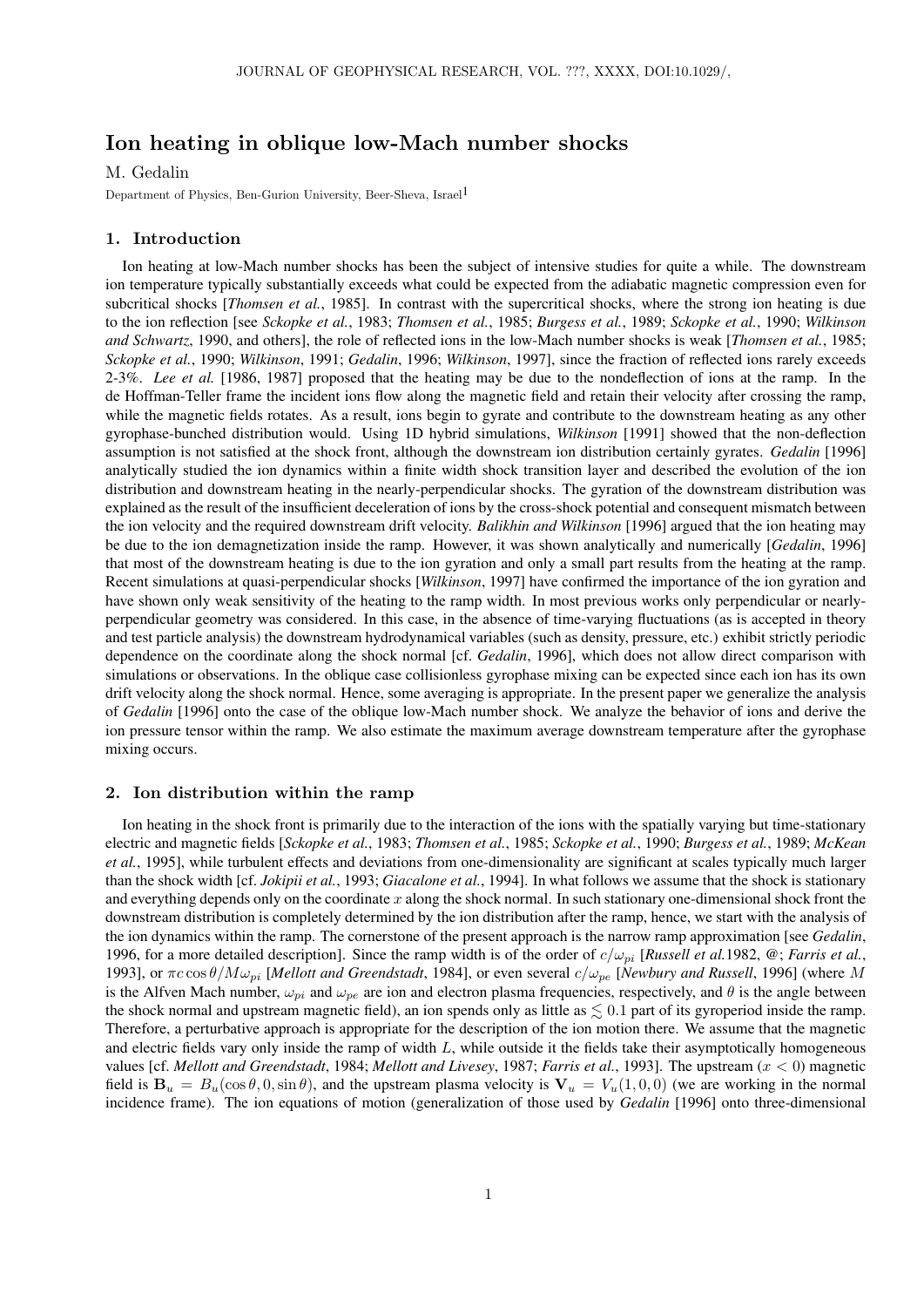# Ion heating in oblique low-Mach number shocks

M. Gedalin

Department of Physics, Ben-Gurion University, Beer-Sheva, Israel[1]

## 1. Introduction

Ion heating at low-Mach number shocks has been the subject of intensive studies for quite a while. The downstream ion temperature typically substantially exceeds what could be expected from the adiabatic magnetic compression even for subcritical shocks [*Thomsen et al.*, 1985]. In contrast with the supercritical shocks, where the strong ion heating is due to the ion reflection [see *Sckopke et al.*, 1983; *Thomsen et al.*, 1985; *Burgess et al.*, 1989; *Sckopke et al.*, 1990; *Wilkinson and Schwartz*, 1990, and others], the role of reflected ions in the low-Mach number shocks is weak [*Thomsen et al.*, 1985; *Sckopke et al.*, 1990; *Wilkinson*, 1991; *Gedalin*, 1996; *Wilkinson*, 1997], since the fraction of reflected ions rarely exceeds 2-3%. *Lee et al.* [1986, 1987] proposed that the heating may be due to the nondeflection of ions at the ramp. In the de Hoffman-Teller frame the incident ions flow along the magnetic field and retain their velocity after crossing the ramp, while the magnetic fields rotates. As a result, ions begin to gyrate and contribute to the downstream heating as any other gyrophase-bunched distribution would. Using 1D hybrid simulations, *Wilkinson* [1991] showed that the non-deflection assumption is not satisfied at the shock front, although the downstream ion distribution certainly gyrates. *Gedalin* [1996] analytically studied the ion dynamics within a finite width shock transition layer and described the evolution of the ion distribution and downstream heating in the nearly-perpendicular shocks. The gyration of the downstream distribution was explained as the result of the insufficient deceleration of ions by the cross-shock potential and consequent mismatch between the ion velocity and the required downstream drift velocity. *Balikhin and Wilkinson* [1996] argued that the ion heating may be due to the ion demagnetization inside the ramp. However, it was shown analytically and numerically [*Gedalin*, 1996] that most of the downstream heating is due to the ion gyration and only a small part results from the heating at the ramp. Recent simulations at quasi-perpendicular shocks [*Wilkinson*, 1997] have confirmed the importance of the ion gyration and have shown only weak sensitivity of the heating to the ramp width. In most previous works only perpendicular or nearly-perpendicular geometry was considered. In this case, in the absence of time-varying fluctuations (as is accepted in theory and test particle analysis) the downstream hydrodynamical variables (such as density, pressure, etc.) exhibit strictly periodic dependence on the coordinate along the shock normal [cf. *Gedalin*, 1996], which does not allow direct comparison with simulations or observations. In the oblique case collisionless gyrophase mixing can be expected since each ion has its own drift velocity along the shock normal. Hence, some averaging is appropriate. In the present paper we generalize the analysis of *Gedalin* [1996] onto the case of the oblique low-Mach number shock. We analyze the behavior of ions and derive the ion pressure tensor within the ramp. We also estimate the maximum average downstream temperature after the gyrophase mixing occurs.

## 2. Ion distribution within the ramp

Ion heating in the shock front is primarily due to the interaction of the ions with the spatially varying but time-stationary electric and magnetic fields [*Sckopke et al.*, 1983; *Thomsen et al.*, 1985; *Sckopke et al.*, 1990; *Burgess et al.*, 1989; *McKean et al.*, 1995], while turbulent effects and deviations from one-dimensionality are significant at scales typically much larger than the shock width [cf. *Jokipii et al.*, 1993; *Giacalone et al.*, 1994]. In what follows we assume that the shock is stationary and everything depends only on the coordinate $x$ along the shock normal. In such stationary one-dimensional shock front the downstream distribution is completely determined by the ion distribution after the ramp, hence, we start with the analysis of the ion dynamics within the ramp. The cornerstone of the present approach is the narrow ramp approximation [see *Gedalin*, 1996, for a more detailed description]. Since the ramp width is of the order of $c/\omega_{pi}$ [*Russell et al.*1982, @; *Farris et al.*, 1993], or $\pi c \cos\theta / M\omega_{pi}$ [*Mellott and Greendstadt*, 1984], or even several $c/\omega_{pe}$ [*Newbury and Russell*, 1996] (where $M$ is the Alfven Mach number, $\omega_{pi}$ and $\omega_{pe}$ are ion and electron plasma frequencies, respectively, and $\theta$ is the angle between the shock normal and upstream magnetic field), an ion spends only as little as $\lesssim 0.1$ part of its gyroperiod inside the ramp. Therefore, a perturbative approach is appropriate for the description of the ion motion there. We assume that the magnetic and electric fields vary only inside the ramp of width $L$, while outside it the fields take their asymptotically homogeneous values [cf. *Mellott and Greendstadt*, 1984; *Mellott and Livesey*, 1987; *Farris et al.*, 1993]. The upstream ($x < 0$) magnetic field is $\mathbf{B}_u = B_u(\cos\theta, 0, \sin\theta)$, and the upstream plasma velocity is $\mathbf{V}_u = V_u(1, 0, 0)$ (we are working in the normal incidence frame). The ion equations of motion (generalization of those used by *Gedalin* [1996] onto three-dimensional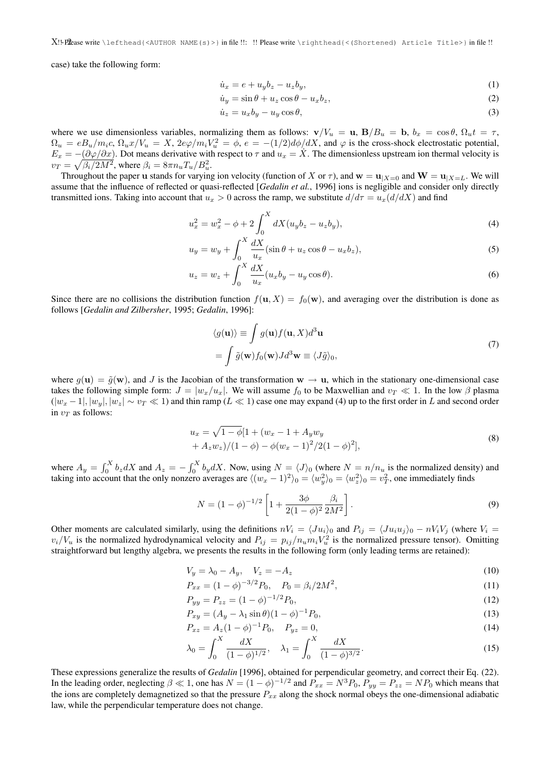case) take the following form:

$$\dot{u}_x = e + u_y b_z - u_z b_y, \tag{1}$$

$$\dot{u}_y = \sin\theta + u_z \cos\theta - u_x b_z, \tag{2}$$

$$\dot{u}_z = u_x b_y - u_y \cos\theta, \tag{3}$$

where we use dimensionless variables, normalizing them as follows: $\mathbf{v}/V_u = \mathbf{u}$, $\mathbf{B}/B_u = \mathbf{b}$, $b_x = \cos\theta$, $\Omega_u t = \tau$, $\Omega_u = eB_u/m_i c$, $\Omega_u x/V_u = X$, $2e\varphi/m_i V_u^2 = \phi$, $e = -(1/2)d\phi/dX$, and $\varphi$ is the cross-shock electrostatic potential, $E_x = -(\partial\varphi/\partial x)$. Dot means derivative with respect to $\tau$ and $u_x = \dot{X}$. The dimensionless upstream ion thermal velocity is $v_T = \sqrt{\beta_i/2M^2}$, where $\beta_i = 8\pi n_u T_u/B_u^2$.

Throughout the paper $\mathbf{u}$ stands for varying ion velocity (function of $X$ or $\tau$), and $\mathbf{w} = \mathbf{u}_{|X=0}$ and $\mathbf{W} = \mathbf{u}_{|X=L}$. We will assume that the influence of reflected or quasi-reflected [*Gedalin et al.*, 1996] ions is negligible and consider only directly transmitted ions. Taking into account that $u_x > 0$ across the ramp, we substitute $d/d\tau = u_x(d/dX)$ and find

$$u_x^2 = w_x^2 - \phi + 2\int_0^X dX(u_y b_z - u_z b_y), \tag{4}$$

$$u_y = w_y + \int_0^X \frac{dX}{u_x}(\sin\theta + u_z\cos\theta - u_x b_z), \tag{5}$$

$$u_z = w_z + \int_0^X \frac{dX}{u_x}(u_x b_y - u_y \cos\theta). \tag{6}$$

Since there are no collisions the distribution function $f(\mathbf{u}, X) = f_0(\mathbf{w})$, and averaging over the distribution is done as follows [*Gedalin and Zilbersher*, 1995; *Gedalin*, 1996]:

$$\begin{aligned}\langle g(\mathbf{u})\rangle &\equiv \int g(\mathbf{u})f(\mathbf{u},X)d^3\mathbf{u} \\ &= \int \tilde{g}(\mathbf{w})f_0(\mathbf{w})Jd^3\mathbf{w} \equiv \langle J\tilde{g}\rangle_0,\end{aligned} \tag{7}$$

where $g(\mathbf{u}) = \tilde{g}(\mathbf{w})$, and $J$ is the Jacobian of the transformation $\mathbf{w} \to \mathbf{u}$, which in the stationary one-dimensional case takes the following simple form: $J = |w_x/u_x|$. We will assume $f_0$ to be Maxwellian and $v_T \ll 1$. In the low $\beta$ plasma ($|w_x - 1|, |w_y|, |w_z| \sim v_T \ll 1$) and thin ramp ($L \ll 1$) case one may expand (4) up to the first order in $L$ and second order in $v_T$ as follows:

$$\begin{aligned}u_x = \sqrt{1-\phi}[1 &+ (w_x - 1 + A_y w_y \\ &+ A_z w_z)/(1-\phi) - \phi(w_x-1)^2/2(1-\phi)^2],\end{aligned} \tag{8}$$

where $A_y = \int_0^X b_z dX$ and $A_z = -\int_0^X b_y dX$. Now, using $N = \langle J\rangle_0$ (where $N = n/n_u$ is the normalized density) and taking into account that the only nonzero averages are $\langle(w_x-1)^2\rangle_0 = \langle w_y^2\rangle_0 = \langle w_z^2\rangle_0 = v_T^2$, one immediately finds

$$N = (1-\phi)^{-1/2}\left[1 + \frac{3\phi}{2(1-\phi)^2}\frac{\beta_i}{2M^2}\right]. \tag{9}$$

Other moments are calculated similarly, using the definitions $nV_i = \langle Ju_i\rangle_0$ and $P_{ij} = \langle Ju_i u_j\rangle_0 - nV_iV_j$ (where $V_i = v_i/V_u$ is the normalized hydrodynamical velocity and $P_{ij} = p_{ij}/n_u m_i V_u^2$ is the normalized pressure tensor). Omitting straightforward but lengthy algebra, we presents the results in the following form (only leading terms are retained):

$$V_y = \lambda_0 - A_y, \quad V_z = -A_z \tag{10}$$

$$P_{xx} = (1-\phi)^{-3/2}P_0, \quad P_0 = \beta_i/2M^2, \tag{11}$$

$$P_{yy} = P_{zz} = (1-\phi)^{-1/2}P_0, \tag{12}$$

$$P_{xy} = (A_y - \lambda_1\sin\theta)(1-\phi)^{-1}P_0, \tag{13}$$

$$P_{xz} = A_z(1-\phi)^{-1}P_0, \quad P_{yz} = 0, \tag{14}$$

$$\lambda_0 = \int_0^X \frac{dX}{(1-\phi)^{1/2}}, \quad \lambda_1 = \int_0^X \frac{dX}{(1-\phi)^{3/2}}. \tag{15}$$

These expressions generalize the results of *Gedalin* [1996], obtained for perpendicular geometry, and correct their Eq. (22). In the leading order, neglecting $\beta \ll 1$, one has $N = (1-\phi)^{-1/2}$ and $P_{xx} = N^3P_0$, $P_{yy} = P_{zz} = NP_0$ which means that the ions are completely demagnetized so that the pressure $P_{xx}$ along the shock normal obeys the one-dimensional adiabatic law, while the perpendicular temperature does not change.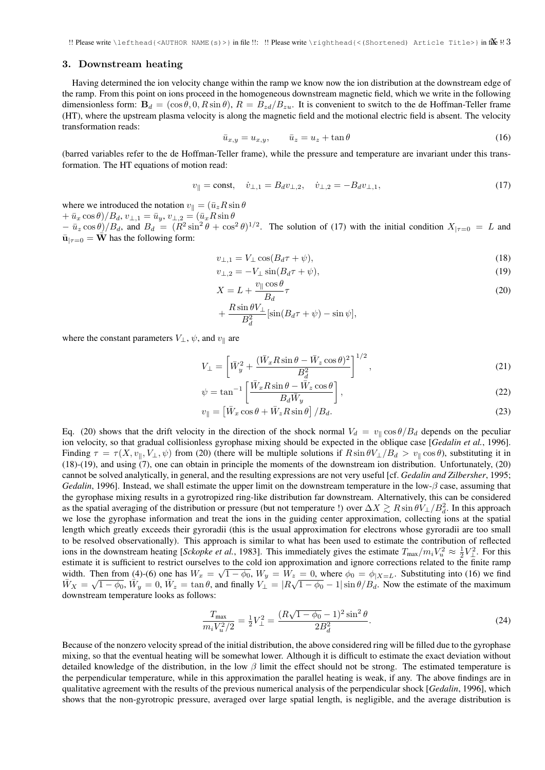## 3. Downstream heating

Having determined the ion velocity change within the ramp we know now the ion distribution at the downstream edge of the ramp. From this point on ions proceed in the homogeneous downstream magnetic field, which we write in the following dimensionless form: $\mathbf{B}_d = (\cos\theta, 0, R\sin\theta)$, $R = B_{zd}/B_{zu}$. It is convenient to switch to the de Hoffman-Teller frame (HT), where the upstream plasma velocity is along the magnetic field and the motional electric field is absent. The velocity transformation reads:

$$\bar{u}_{x,y} = u_{x,y}, \qquad \bar{u}_z = u_z + \tan\theta \tag{16}$$

(barred variables refer to the de Hoffman-Teller frame), while the pressure and temperature are invariant under this transformation. The HT equations of motion read:

$$v_\parallel = \text{const}, \quad \dot{v}_{\perp,1} = B_d v_{\perp,2}, \quad \dot{v}_{\perp,2} = -B_d v_{\perp,1}, \tag{17}$$

where we introduced the notation $v_\parallel = (\bar{u}_z R\sin\theta + \bar{u}_x\cos\theta)/B_d$, $v_{\perp,1} = \bar{u}_y$, $v_{\perp,2} = (\bar{u}_x R\sin\theta - \bar{u}_z\cos\theta)/B_d$, and $B_d = (R^2\sin^2\theta + \cos^2\theta)^{1/2}$. The solution of (17) with the initial condition $X_{|\tau=0} = L$ and $\bar{\mathbf{u}}_{|\tau=0} = \bar{\mathbf{W}}$ has the following form:

$$v_{\perp,1} = V_\perp \cos(B_d\tau + \psi), \tag{18}$$

$$v_{\perp,2} = -V_\perp \sin(B_d\tau + \psi), \tag{19}$$

$$X = L + \frac{v_\parallel \cos\theta}{B_d}\tau + \frac{R\sin\theta V_\perp}{B_d^2}[\sin(B_d\tau + \psi) - \sin\psi], \tag{20}$$

where the constant parameters $V_\perp$, $\psi$, and $v_\parallel$ are

$$V_\perp = \left[\bar{W}_y^2 + \frac{(\bar{W}_x R\sin\theta - \bar{W}_z\cos\theta)^2}{B_d^2}\right]^{1/2}, \tag{21}$$

$$\psi = \tan^{-1}\left[\frac{\bar{W}_x R\sin\theta - \bar{W}_z\cos\theta}{B_d\bar{W}_y}\right], \tag{22}$$

$$v_\parallel = \left[\bar{W}_x\cos\theta + \bar{W}_z R\sin\theta\right]/B_d. \tag{23}$$

Eq. (20) shows that the drift velocity in the direction of the shock normal $V_d = v_\parallel\cos\theta/B_d$ depends on the peculiar ion velocity, so that gradual collisionless gyrophase mixing should be expected in the oblique case [*Gedalin et al.*, 1996]. Finding $\tau = \tau(X, v_\parallel, V_\perp, \psi)$ from (20) (there will be multiple solutions if $R\sin\theta V_\perp/B_d > v_\parallel\cos\theta$), substituting it in (18)-(19), and using (7), one can obtain in principle the moments of the downstream ion distribution. Unfortunately, (20) cannot be solved analytically, in general, and the resulting expressions are not very useful [cf. *Gedalin and Zilbershner*, 1995; *Gedalin*, 1996]. Instead, we shall estimate the upper limit on the downstream temperature in the low-$\beta$ case, assuming that the gyrophase mixing results in a gyrotropized ring-like distribution far downstream. Alternatively, this can be considered as the spatial averaging of the distribution or pressure (but not temperature !) over $\Delta X \gtrsim R\sin\theta V_\perp/B_d^2$. In this approach we lose the gyrophase information and treat the ions in the guiding center approximation, collecting ions at the spatial length which greatly exceeds their gyroradii (this is the usual approximation for electrons whose gyroradii are too small to be resolved observationally). This approach is similar to what has been used to estimate the contribution of reflected ions in the downstream heating [*Sckopke et al.*, 1983]. This immediately gives the estimate $T_{\max}/m_i V_u^2 \approx \frac{1}{2}V_\perp^2$. For this estimate it is sufficient to restrict ourselves to the cold ion approximation and ignore corrections related to the finite ramp width. Then from (4)-(6) one has $W_x = \sqrt{1-\phi_0}$, $W_y = W_z = 0$, where $\phi_0 = \phi_{|X=L}$. Substituting into (16) we find $\bar{W}_X = \sqrt{1-\phi_0}$, $\bar{W}_y = 0$, $\bar{W}_z = \tan\theta$, and finally $V_\perp = |R\sqrt{1-\phi_0} - 1|\sin\theta/B_d$. Now the estimate of the maximum downstream temperature looks as follows:

$$\frac{T_{\max}}{m_i V_u^2/2} = \tfrac{1}{2}V_\perp^2 = \frac{(R\sqrt{1-\phi_0} - 1)^2\sin^2\theta}{2B_d^2}. \tag{24}$$

Because of the nonzero velocity spread of the initial distribution, the above considered ring will be filled due to the gyrophase mixing, so that the eventual heating will be somewhat lower. Although it is difficult to estimate the exact deviation without detailed knowledge of the distribution, in the low $\beta$ limit the effect should not be strong. The estimated temperature is the perpendicular temperature, while in this approximation the parallel heating is weak, if any. The above findings are in qualitative agreement with the results of the previous numerical analysis of the perpendicular shock [*Gedalin*, 1996], which shows that the non-gyrotropic pressure, averaged over large spatial length, is negligible, and the average distribution is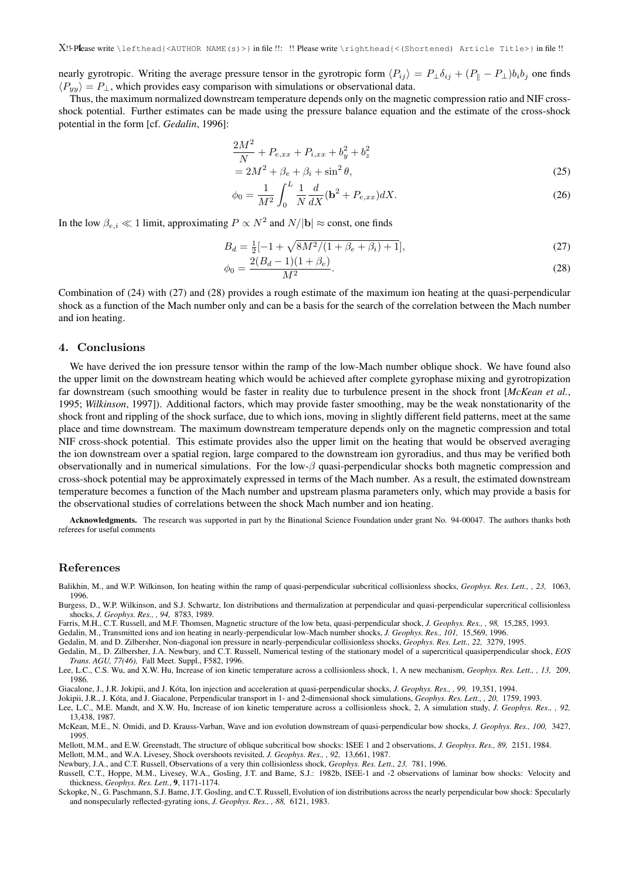nearly gyrotropic. Writing the average pressure tensor in the gyrotropic form $\langle P_{ij}\rangle = P_\perp \delta_{ij} + (P_\parallel - P_\perp) b_i b_j$ one finds $\langle P_{yy}\rangle = P_\perp$, which provides easy comparison with simulations or observational data.

Thus, the maximum normalized downstream temperature depends only on the magnetic compression ratio and NIF cross-shock potential. Further estimates can be made using the pressure balance equation and the estimate of the cross-shock potential in the form [cf. *Gedalin*, 1996]:

$$\frac{2M^2}{N} + P_{e,xx} + P_{i,xx} + b_y^2 + b_z^2$$
$$= 2M^2 + \beta_e + \beta_i + \sin^2\theta, \tag{25}$$

$$\phi_0 = \frac{1}{M^2}\int_0^L \frac{1}{N}\frac{d}{dX}(\mathbf{b}^2 + P_{e,xx})dX. \tag{26}$$

In the low $\beta_{e,i} \ll 1$ limit, approximating $P \propto N^2$ and $N/|\mathbf{b}| \approx$ const, one finds

$$B_d = \tfrac{1}{2}[-1 + \sqrt{8M^2/(1+\beta_e+\beta_i)+1}], \tag{27}$$

$$\phi_0 = \frac{2(B_d-1)(1+\beta_e)}{M^2}. \tag{28}$$

Combination of (24) with (27) and (28) provides a rough estimate of the maximum ion heating at the quasi-perpendicular shock as a function of the Mach number only and can be a basis for the search of the correlation between the Mach number and ion heating.

## 4. Conclusions

We have derived the ion pressure tensor within the ramp of the low-Mach number oblique shock. We have found also the upper limit on the downstream heating which would be achieved after complete gyrophase mixing and gyrotropization far downstream (such smoothing would be faster in reality due to turbulence present in the shock front [*McKean et al.*, 1995; *Wilkinson*, 1997]). Additional factors, which may provide faster smoothing, may be the weak nonstationarity of the shock front and rippling of the shock surface, due to which ions, moving in slightly different field patterns, meet at the same place and time downstream. The maximum downstream temperature depends only on the magnetic compression and total NIF cross-shock potential. This estimate provides also the upper limit on the heating that would be observed averaging the ion downstream over a spatial region, large compared to the downstream ion gyroradius, and thus may be verified both observationally and in numerical simulations. For the low-$\beta$ quasi-perpendicular shocks both magnetic compression and cross-shock potential may be approximately expressed in terms of the Mach number. As a result, the estimated downstream temperature becomes a function of the Mach number and upstream plasma parameters only, which may provide a basis for the observational studies of correlations between the shock Mach number and ion heating.

**Acknowledgments.** The research was supported in part by the Binational Science Foundation under grant No. 94-00047. The authors thanks both referees for useful comments

## References

Balikhin, M., and W.P. Wilkinson, Ion heating within the ramp of quasi-perpendicular subcritical collisionless shocks, *Geophys. Res. Lett., , 23,* 1063, 1996.

Burgess, D., W.P. Wilkinson, and S.J. Schwartz, Ion distributions and thermalization at perpendicular and quasi-perpendicular supercritical collisionless shocks, *J. Geophys. Res., , 94,* 8783, 1989.

Farris, M.H., C.T. Russell, and M.F. Thomsen, Magnetic structure of the low beta, quasi-perpendicular shock, *J. Geophys. Res., , 98,* 15,285, 1993.

Gedalin, M., Transmitted ions and ion heating in nearly-perpendicular low-Mach number shocks, *J. Geophys. Res., 101,* 15,569, 1996.

Gedalin, M. and D. Zilbersher, Non-diagonal ion pressure in nearly-perpendicular collisionless shocks, *Geophys. Res. Lett., 22,* 3279, 1995.

Gedalin, M., D. Zilbersher, J.A. Newbury, and C.T. Russell, Numerical testing of the stationary model of a supercritical quasiperpendicular shock, *EOS Trans. AGU, 77(46),* Fall Meet. Suppl., F582, 1996.

Lee, L.C., C.S. Wu, and X.W. Hu, Increase of ion kinetic temperature across a collisionless shock, 1, A new mechanism, *Geophys. Res. Lett., , 13,* 209, 1986.

Giacalone, J., J.R. Jokipii, and J. Kóta, Ion injection and acceleration at quasi-perpendicular shocks, *J. Geophys. Res., , 99,* 19,351, 1994.

Jokipii, J.R., J. Kóta, and J. Giacalone, Perpendicular transport in 1- and 2-dimensional shock simulations, *Geophys. Res. Lett., , 20,* 1759, 1993.

Lee, L.C., M.E. Mandt, and X.W. Hu, Increase of ion kinetic temperature across a collisionless shock, 2, A simulation study, *J. Geophys. Res., , 92,* 13,438, 1987.

McKean, M.E., N. Omidi, and D. Krauss-Varban, Wave and ion evolution downstream of quasi-perpendicular bow shocks, *J. Geophys. Res., 100,* 3427, 1995.

Mellott, M.M., and E.W. Greenstadt, The structure of oblique subcritical bow shocks: ISEE 1 and 2 observations, *J. Geophys. Res., 89,* 2151, 1984.

Mellott, M.M., and W.A. Livesey, Shock overshoots revisited, *J. Geophys. Res., , 92,* 13,661, 1987.

Newbury, J.A., and C.T. Russell, Observations of a very thin collisionless shock, *Geophys. Res. Lett., 23,* 781, 1996.

Russell, C.T., Hoppe, M.M., Livesey, W.A., Gosling, J.T. and Bame, S.J.: 1982b, ISEE-1 and -2 observations of laminar bow shocks: Velocity and thickness, *Geophys. Res. Lett.*, **9**, 1171-1174.

Sckopke, N., G. Paschmann, S.J. Bame, J.T. Gosling, and C.T. Russell, Evolution of ion distributions across the nearly perpendicular bow shock: Specularly and nonspecularly reflected-gyrating ions, *J. Geophys. Res., , 88,* 6121, 1983.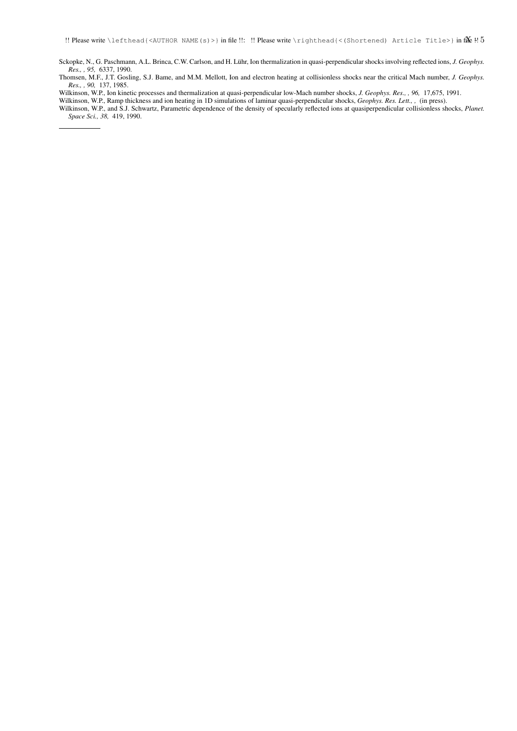Sckopke, N., G. Paschmann, A.L. Brinca, C.W. Carlson, and H. Lühr, Ion thermalization in quasi-perpendicular shocks involving reflected ions, *J. Geophys. Res., , 95,* 6337, 1990.

Thomsen, M.F., J.T. Gosling, S.J. Bame, and M.M. Mellott, Ion and electron heating at collisionless shocks near the critical Mach number, *J. Geophys. Res., , 90,* 137, 1985.

Wilkinson, W.P., Ion kinetic processes and thermalization at quasi-perpendicular low-Mach number shocks, *J. Geophys. Res., , 96,* 17,675, 1991.

Wilkinson, W.P., Ramp thickness and ion heating in 1D simulations of laminar quasi-perpendicular shocks, *Geophys. Res. Lett., ,* (in press).

Wilkinson, W.P., and S.J. Schwartz, Parametric dependence of the density of specularly reflected ions at quasiperpendicular collisionless shocks, *Planet. Space Sci., 38,* 419, 1990.